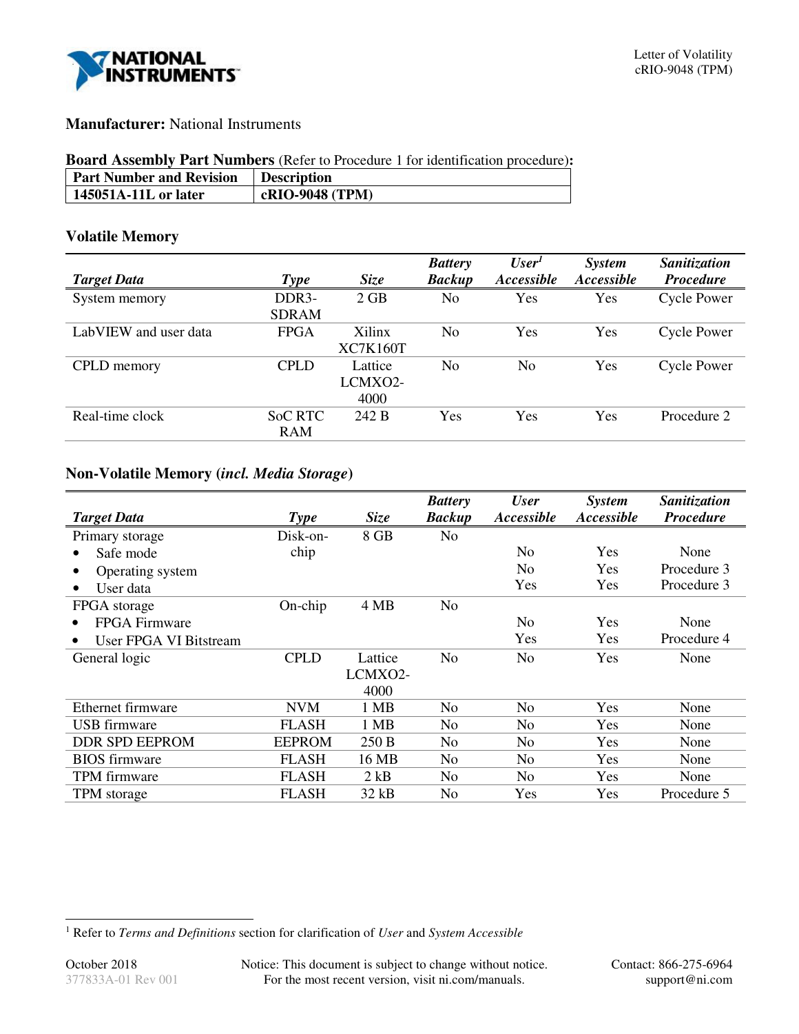Letter of Volatility
cRIO-9048 (TPM)

**Manufacturer:** National Instruments

**Board Assembly Part Numbers** (Refer to Procedure 1 for identification procedure)**:**

| Part Number and Revision | Description |
|---|---|
| **145051A-11L or later** | **cRIO-9048 (TPM)** |

### Volatile Memory

| *Target Data* | *Type* | *Size* | *Battery Backup* | *User[1] Accessible* | *System Accessible* | *Sanitization Procedure* |
|---|---|---|---|---|---|---|
| System memory | DDR3-SDRAM | 2 GB | No | Yes | Yes | Cycle Power |
| LabVIEW and user data | FPGA | Xilinx XC7K160T | No | Yes | Yes | Cycle Power |
| CPLD memory | CPLD | Lattice LCMXO2-4000 | No | No | Yes | Cycle Power |
| Real-time clock | SoC RTC RAM | 242 B | Yes | Yes | Yes | Procedure 2 |

### Non-Volatile Memory (*incl. Media Storage*)

| *Target Data* | *Type* | *Size* | *Battery Backup* | *User Accessible* | *System Accessible* | *Sanitization Procedure* |
|---|---|---|---|---|---|---|
| Primary storage | Disk-on-chip | 8 GB | No | | | |
| • Safe mode | | | | No | Yes | None |
| • Operating system | | | | No | Yes | Procedure 3 |
| • User data | | | | Yes | Yes | Procedure 3 |
| FPGA storage | On-chip | 4 MB | No | | | |
| • FPGA Firmware | | | | No | Yes | None |
| • User FPGA VI Bitstream | | | | Yes | Yes | Procedure 4 |
| General logic | CPLD | Lattice LCMXO2-4000 | No | No | Yes | None |
| Ethernet firmware | NVM | 1 MB | No | No | Yes | None |
| USB firmware | FLASH | 1 MB | No | No | Yes | None |
| DDR SPD EEPROM | EEPROM | 250 B | No | No | Yes | None |
| BIOS firmware | FLASH | 16 MB | No | No | Yes | None |
| TPM firmware | FLASH | 2 kB | No | No | Yes | None |
| TPM storage | FLASH | 32 kB | No | Yes | Yes | Procedure 5 |

[1] Refer to *Terms and Definitions* section for clarification of *User* and *System Accessible*

October 2018
377833A-01 Rev 001

Notice: This document is subject to change without notice.
For the most recent version, visit ni.com/manuals.

Contact: 866-275-6964
support@ni.com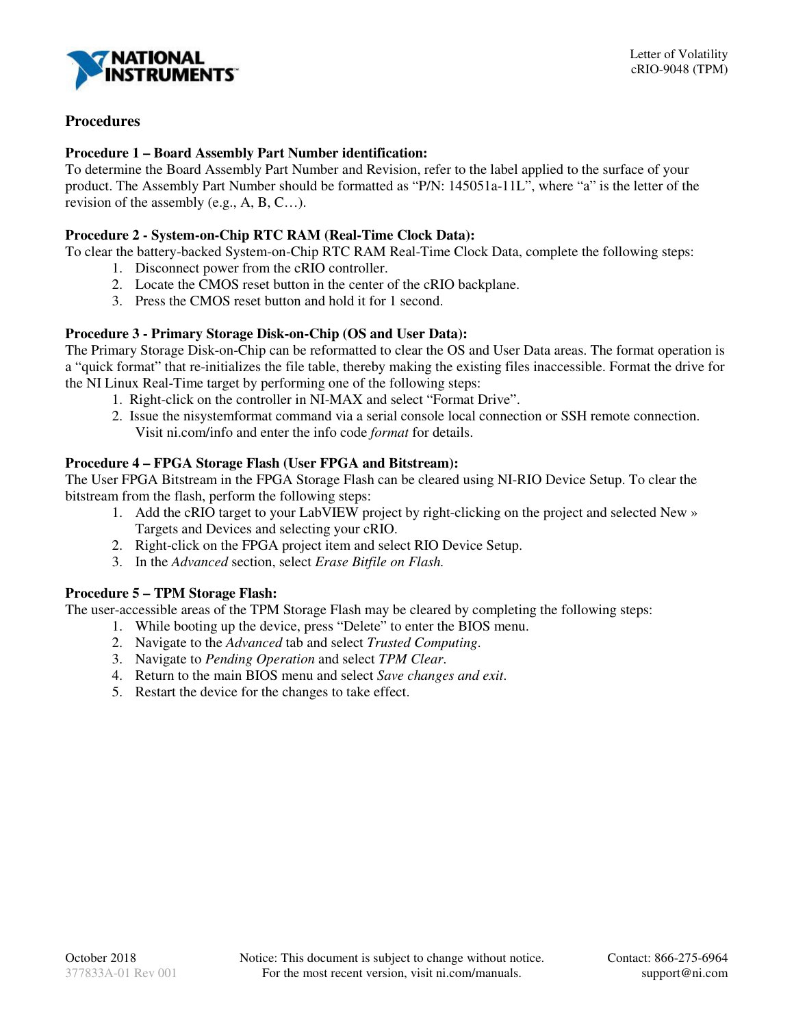## Procedures

**Procedure 1 – Board Assembly Part Number identification:**
To determine the Board Assembly Part Number and Revision, refer to the label applied to the surface of your product. The Assembly Part Number should be formatted as "P/N: 145051a-11L", where "a" is the letter of the revision of the assembly (e.g., A, B, C…).

**Procedure 2 - System-on-Chip RTC RAM (Real-Time Clock Data):**
To clear the battery-backed System-on-Chip RTC RAM Real-Time Clock Data, complete the following steps:

1. Disconnect power from the cRIO controller.
2. Locate the CMOS reset button in the center of the cRIO backplane.
3. Press the CMOS reset button and hold it for 1 second.

**Procedure 3 - Primary Storage Disk-on-Chip (OS and User Data):**
The Primary Storage Disk-on-Chip can be reformatted to clear the OS and User Data areas. The format operation is a "quick format" that re-initializes the file table, thereby making the existing files inaccessible. Format the drive for the NI Linux Real-Time target by performing one of the following steps:

1. Right-click on the controller in NI-MAX and select "Format Drive".
2. Issue the nisystemformat command via a serial console local connection or SSH remote connection. Visit ni.com/info and enter the info code *format* for details.

**Procedure 4 – FPGA Storage Flash (User FPGA and Bitstream):**
The User FPGA Bitstream in the FPGA Storage Flash can be cleared using NI-RIO Device Setup. To clear the bitstream from the flash, perform the following steps:

1. Add the cRIO target to your LabVIEW project by right-clicking on the project and selected New » Targets and Devices and selecting your cRIO.
2. Right-click on the FPGA project item and select RIO Device Setup.
3. In the *Advanced* section, select *Erase Bitfile on Flash.*

**Procedure 5 – TPM Storage Flash:**
The user-accessible areas of the TPM Storage Flash may be cleared by completing the following steps:

1. While booting up the device, press "Delete" to enter the BIOS menu.
2. Navigate to the *Advanced* tab and select *Trusted Computing*.
3. Navigate to *Pending Operation* and select *TPM Clear*.
4. Return to the main BIOS menu and select *Save changes and exit*.
5. Restart the device for the changes to take effect.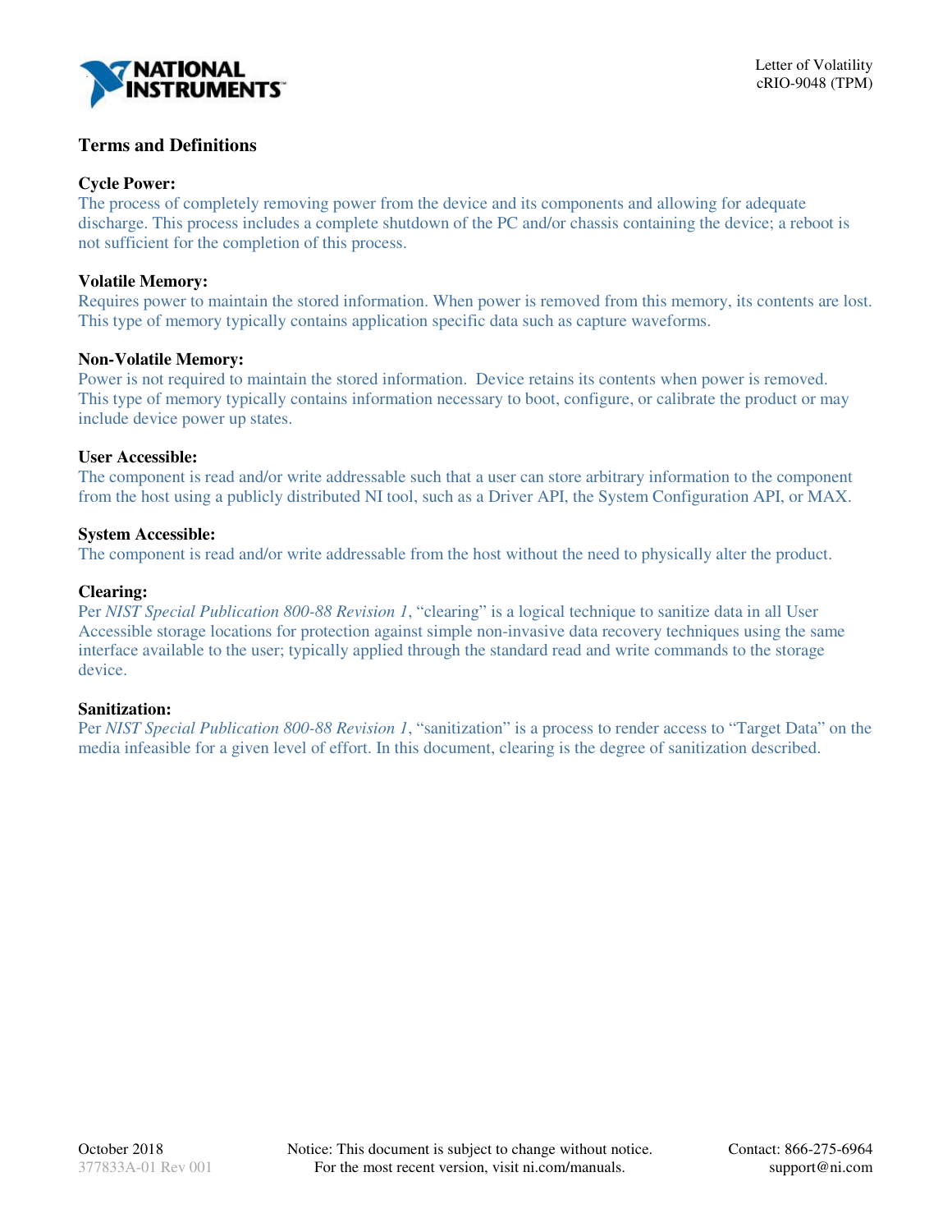## Terms and Definitions

**Cycle Power:**
The process of completely removing power from the device and its components and allowing for adequate discharge. This process includes a complete shutdown of the PC and/or chassis containing the device; a reboot is not sufficient for the completion of this process.

**Volatile Memory:**
Requires power to maintain the stored information. When power is removed from this memory, its contents are lost. This type of memory typically contains application specific data such as capture waveforms.

**Non-Volatile Memory:**
Power is not required to maintain the stored information. Device retains its contents when power is removed. This type of memory typically contains information necessary to boot, configure, or calibrate the product or may include device power up states.

**User Accessible:**
The component is read and/or write addressable such that a user can store arbitrary information to the component from the host using a publicly distributed NI tool, such as a Driver API, the System Configuration API, or MAX.

**System Accessible:**
The component is read and/or write addressable from the host without the need to physically alter the product.

**Clearing:**
Per *NIST Special Publication 800-88 Revision 1*, "clearing" is a logical technique to sanitize data in all User Accessible storage locations for protection against simple non-invasive data recovery techniques using the same interface available to the user; typically applied through the standard read and write commands to the storage device.

**Sanitization:**
Per *NIST Special Publication 800-88 Revision 1*, "sanitization" is a process to render access to "Target Data" on the media infeasible for a given level of effort. In this document, clearing is the degree of sanitization described.